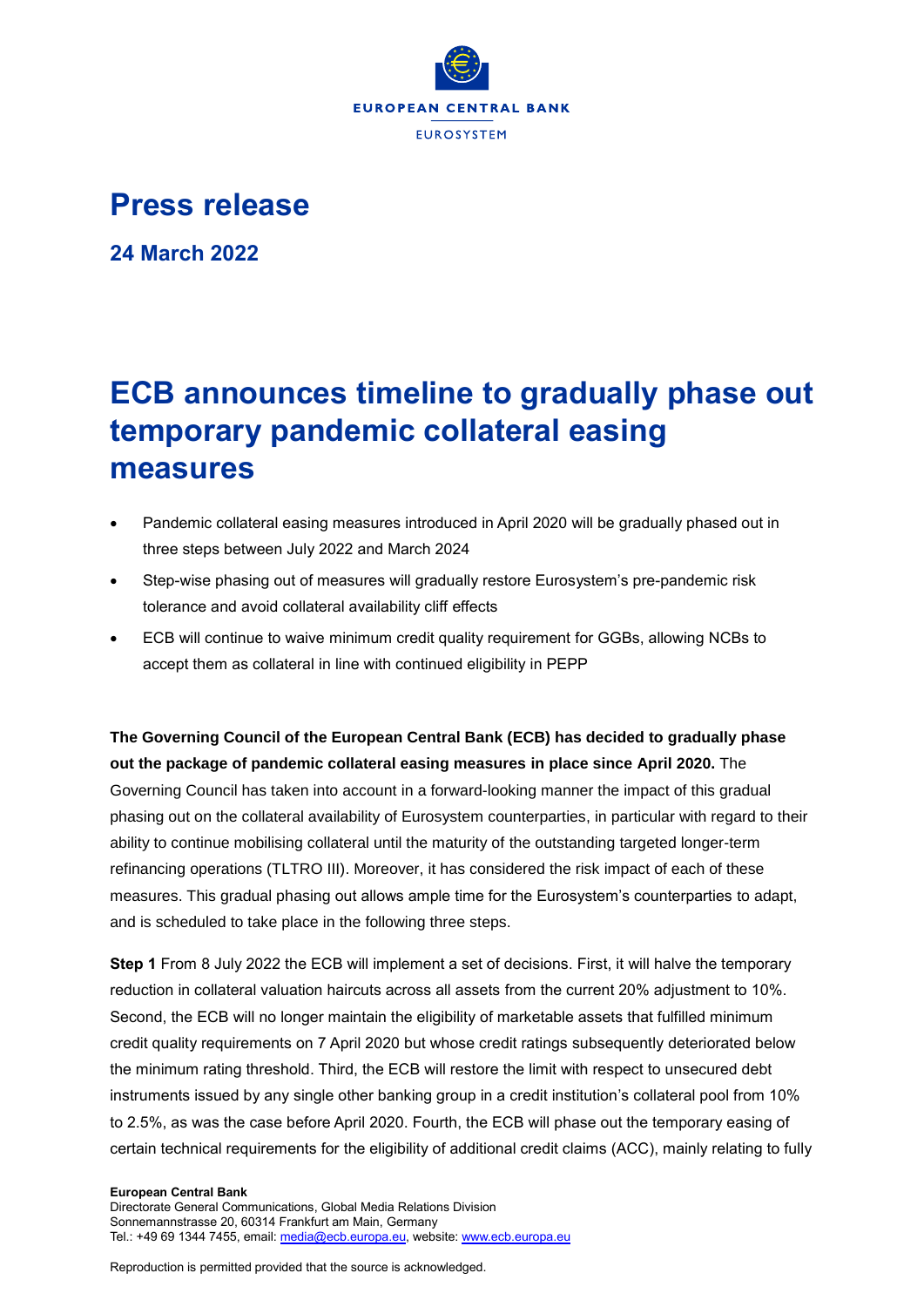# Press release

**24 March 2022**

# ECB announces timeline to gradually phase out temporary pandemic collateral easing measures

- Pandemic collateral easing measures introduced in April 2020 will be gradually phased out in three steps between July 2022 and March 2024
- Step-wise phasing out of measures will gradually restore Eurosystem's pre-pandemic risk tolerance and avoid collateral availability cliff effects
- ECB will continue to waive minimum credit quality requirement for GGBs, allowing NCBs to accept them as collateral in line with continued eligibility in PEPP

**The Governing Council of the European Central Bank (ECB) has decided to gradually phase out the package of pandemic collateral easing measures in place since April 2020.** The Governing Council has taken into account in a forward-looking manner the impact of this gradual phasing out on the collateral availability of Eurosystem counterparties, in particular with regard to their ability to continue mobilising collateral until the maturity of the outstanding targeted longer-term refinancing operations (TLTRO III). Moreover, it has considered the risk impact of each of these measures. This gradual phasing out allows ample time for the Eurosystem's counterparties to adapt, and is scheduled to take place in the following three steps.

**Step 1** From 8 July 2022 the ECB will implement a set of decisions. First, it will halve the temporary reduction in collateral valuation haircuts across all assets from the current 20% adjustment to 10%. Second, the ECB will no longer maintain the eligibility of marketable assets that fulfilled minimum credit quality requirements on 7 April 2020 but whose credit ratings subsequently deteriorated below the minimum rating threshold. Third, the ECB will restore the limit with respect to unsecured debt instruments issued by any single other banking group in a credit institution's collateral pool from 10% to 2.5%, as was the case before April 2020. Fourth, the ECB will phase out the temporary easing of certain technical requirements for the eligibility of additional credit claims (ACC), mainly relating to fully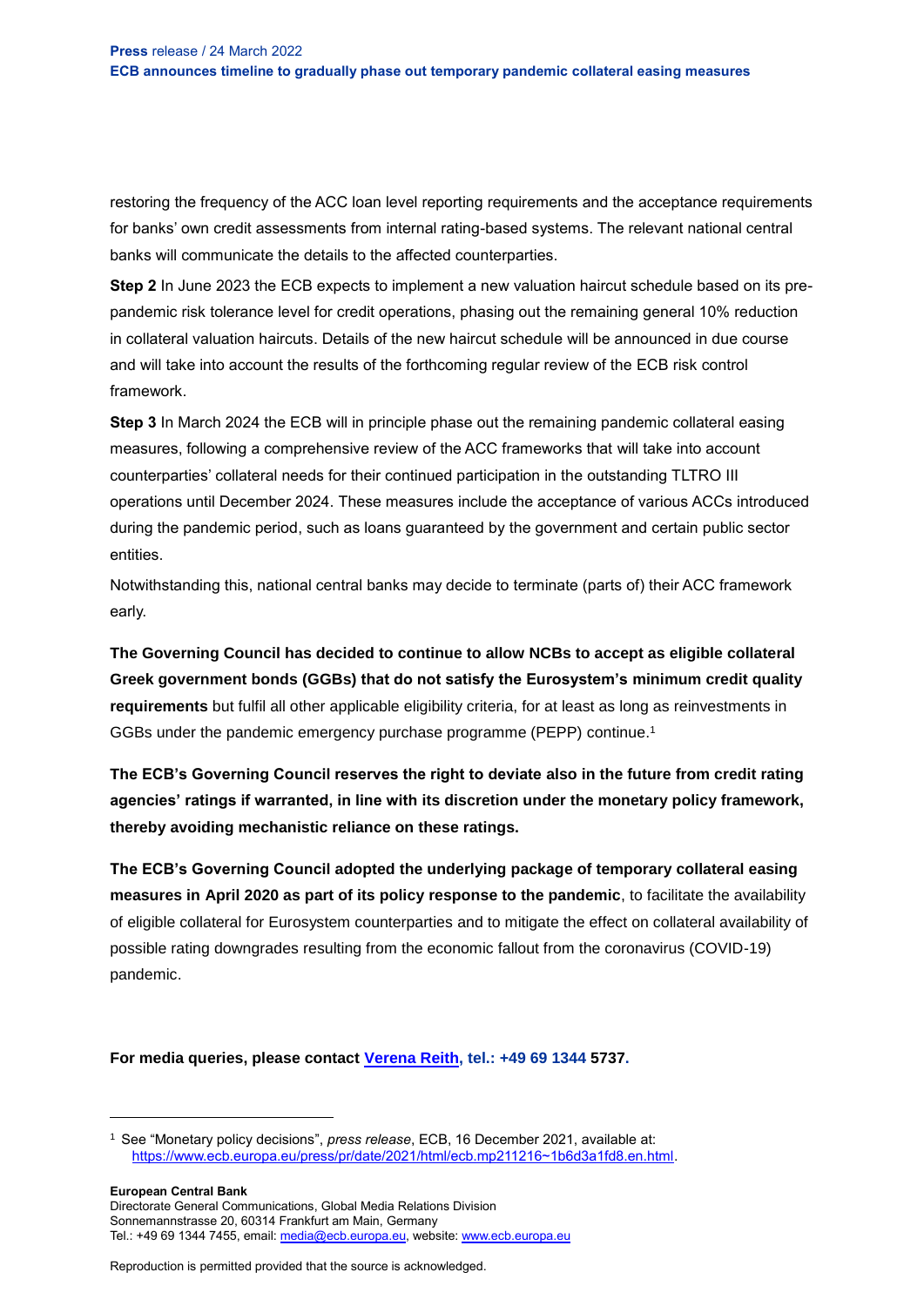restoring the frequency of the ACC loan level reporting requirements and the acceptance requirements for banks' own credit assessments from internal rating-based systems. The relevant national central banks will communicate the details to the affected counterparties.

**Step 2** In June 2023 the ECB expects to implement a new valuation haircut schedule based on its pre-pandemic risk tolerance level for credit operations, phasing out the remaining general 10% reduction in collateral valuation haircuts. Details of the new haircut schedule will be announced in due course and will take into account the results of the forthcoming regular review of the ECB risk control framework.

**Step 3** In March 2024 the ECB will in principle phase out the remaining pandemic collateral easing measures, following a comprehensive review of the ACC frameworks that will take into account counterparties' collateral needs for their continued participation in the outstanding TLTRO III operations until December 2024. These measures include the acceptance of various ACCs introduced during the pandemic period, such as loans guaranteed by the government and certain public sector entities.

Notwithstanding this, national central banks may decide to terminate (parts of) their ACC framework early.

**The Governing Council has decided to continue to allow NCBs to accept as eligible collateral Greek government bonds (GGBs) that do not satisfy the Eurosystem's minimum credit quality requirements** but fulfil all other applicable eligibility criteria, for at least as long as reinvestments in GGBs under the pandemic emergency purchase programme (PEPP) continue.[1]

**The ECB's Governing Council reserves the right to deviate also in the future from credit rating agencies' ratings if warranted, in line with its discretion under the monetary policy framework, thereby avoiding mechanistic reliance on these ratings.**

**The ECB's Governing Council adopted the underlying package of temporary collateral easing measures in April 2020 as part of its policy response to the pandemic**, to facilitate the availability of eligible collateral for Eurosystem counterparties and to mitigate the effect on collateral availability of possible rating downgrades resulting from the economic fallout from the coronavirus (COVID-19) pandemic.

**For media queries, please contact [Verena Reith](mailto:), tel.: +49 69 1344 5737.**

---

[1] See "Monetary policy decisions", *press release*, ECB, 16 December 2021, available at: https://www.ecb.europa.eu/press/pr/date/2021/html/ecb.mp211216~1b6d3a1fd8.en.html.

**European Central Bank**
Directorate General Communications, Global Media Relations Division
Sonnemannstrasse 20, 60314 Frankfurt am Main, Germany
Tel.: +49 69 1344 7455, email: media@ecb.europa.eu, website: www.ecb.europa.eu

Reproduction is permitted provided that the source is acknowledged.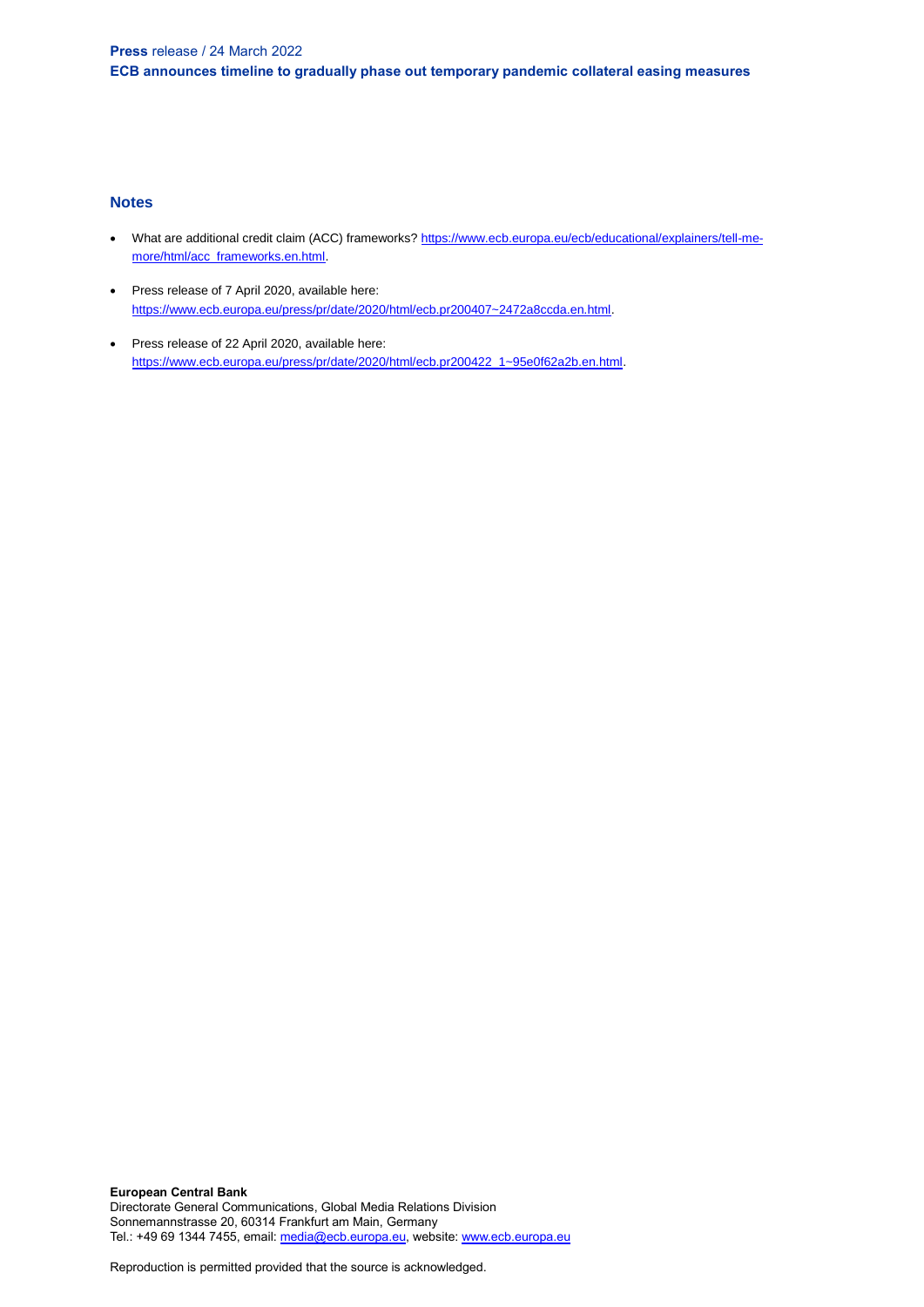## Notes

- What are additional credit claim (ACC) frameworks? https://www.ecb.europa.eu/ecb/educational/explainers/tell-me-more/html/acc_frameworks.en.html.
- Press release of 7 April 2020, available here: https://www.ecb.europa.eu/press/pr/date/2020/html/ecb.pr200407~2472a8ccda.en.html.
- Press release of 22 April 2020, available here: https://www.ecb.europa.eu/press/pr/date/2020/html/ecb.pr200422_1~95e0f62a2b.en.html.

**European Central Bank**
Directorate General Communications, Global Media Relations Division
Sonnemannstrasse 20, 60314 Frankfurt am Main, Germany
Tel.: +49 69 1344 7455, email: media@ecb.europa.eu, website: www.ecb.europa.eu

Reproduction is permitted provided that the source is acknowledged.